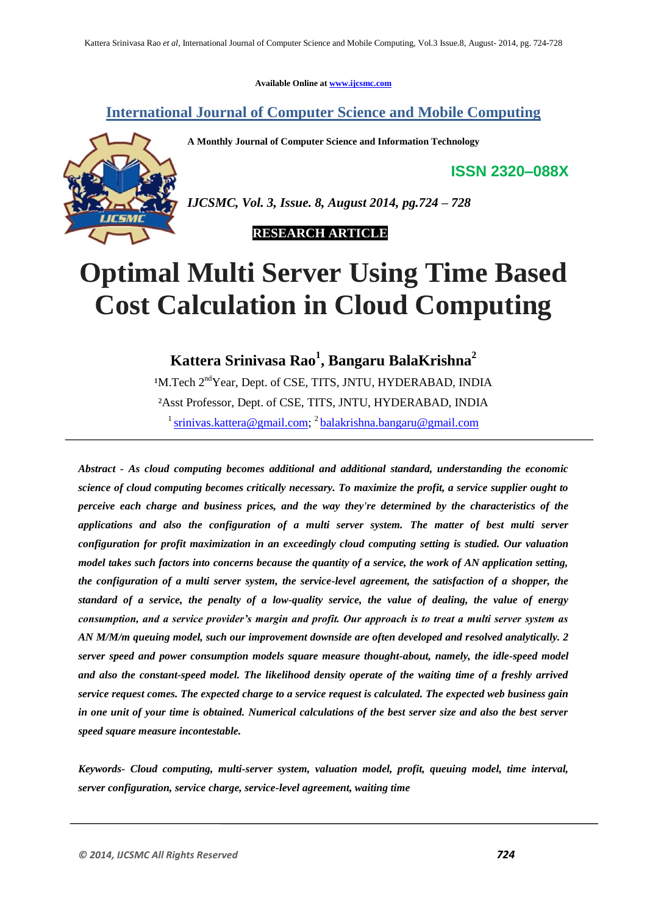Available Online at www.ijcsmc.com

# International Journal of Computer Science and Mobile Computing

**A Monthly Journal of Computer Science and Information Technology**

**ISSN 2320–088X**

*IJCSMC, Vol. 3, Issue. 8, August 2014, pg.724 – 728*

**RESEARCH ARTICLE**

# Optimal Multi Server Using Time Based Cost Calculation in Cloud Computing

## Kattera Srinivasa Rao[1], Bangaru BalaKrishna[2]

[1]M.Tech 2nd Year, Dept. of CSE, TITS, JNTU, HYDERABAD, INDIA

[2]Asst Professor, Dept. of CSE, TITS, JNTU, HYDERABAD, INDIA

[1] srinivas.kattera@gmail.com; [2] balakrishna.bangaru@gmail.com

---

***Abstract - As cloud computing becomes additional and additional standard, understanding the economic science of cloud computing becomes critically necessary. To maximize the profit, a service supplier ought to perceive each charge and business prices, and the way they're determined by the characteristics of the applications and also the configuration of a multi server system. The matter of best multi server configuration for profit maximization in an exceedingly cloud computing setting is studied. Our valuation model takes such factors into concerns because the quantity of a service, the work of AN application setting, the configuration of a multi server system, the service-level agreement, the satisfaction of a shopper, the standard of a service, the penalty of a low-quality service, the value of dealing, the value of energy consumption, and a service provider's margin and profit. Our approach is to treat a multi server system as AN M/M/m queuing model, such our improvement downside are often developed and resolved analytically. 2 server speed and power consumption models square measure thought-about, namely, the idle-speed model and also the constant-speed model. The likelihood density operate of the waiting time of a freshly arrived service request comes. The expected charge to a service request is calculated. The expected web business gain in one unit of your time is obtained. Numerical calculations of the best server size and also the best server speed square measure incontestable.***

***Keywords- Cloud computing, multi-server system, valuation model, profit, queuing model, time interval, server configuration, service charge, service-level agreement, waiting time***

---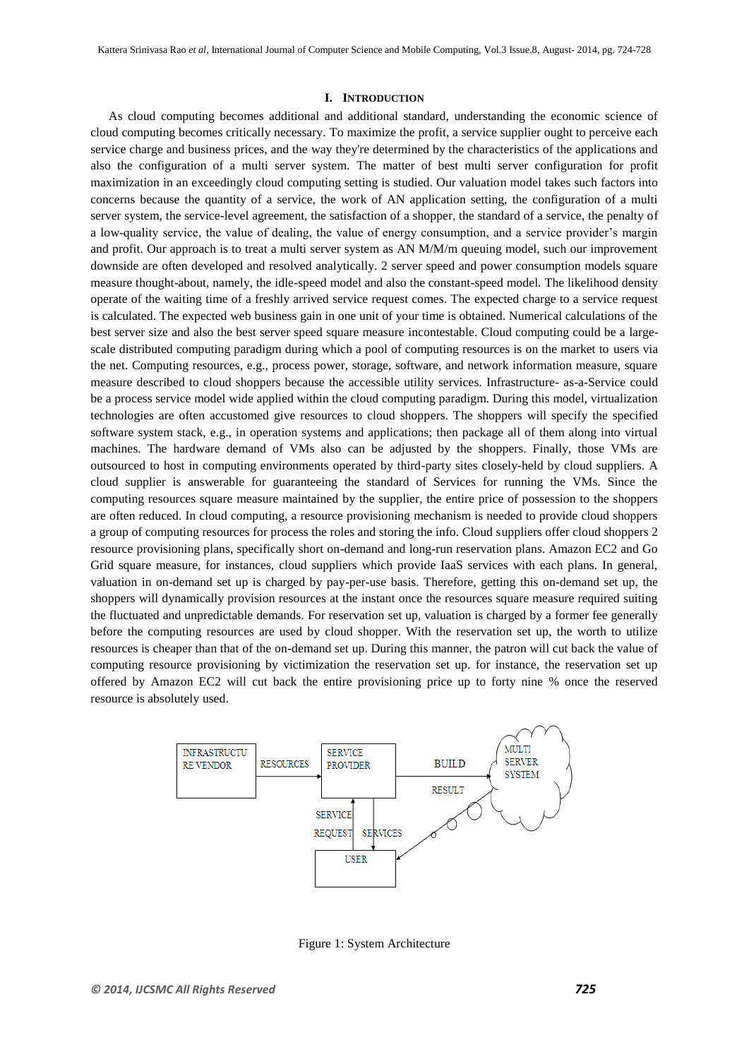## I. INTRODUCTION

As cloud computing becomes additional and additional standard, understanding the economic science of cloud computing becomes critically necessary. To maximize the profit, a service supplier ought to perceive each service charge and business prices, and the way they're determined by the characteristics of the applications and also the configuration of a multi server system. The matter of best multi server configuration for profit maximization in an exceedingly cloud computing setting is studied. Our valuation model takes such factors into concerns because the quantity of a service, the work of AN application setting, the configuration of a multi server system, the service-level agreement, the satisfaction of a shopper, the standard of a service, the penalty of a low-quality service, the value of dealing, the value of energy consumption, and a service provider's margin and profit. Our approach is to treat a multi server system as AN M/M/m queuing model, such our improvement downside are often developed and resolved analytically. 2 server speed and power consumption models square measure thought-about, namely, the idle-speed model and also the constant-speed model. The likelihood density operate of the waiting time of a freshly arrived service request comes. The expected charge to a service request is calculated. The expected web business gain in one unit of your time is obtained. Numerical calculations of the best server size and also the best server speed square measure incontestable. Cloud computing could be a large-scale distributed computing paradigm during which a pool of computing resources is on the market to users via the net. Computing resources, e.g., process power, storage, software, and network information measure, square measure described to cloud shoppers because the accessible utility services. Infrastructure- as-a-Service could be a process service model wide applied within the cloud computing paradigm. During this model, virtualization technologies are often accustomed give resources to cloud shoppers. The shoppers will specify the specified software system stack, e.g., in operation systems and applications; then package all of them along into virtual machines. The hardware demand of VMs also can be adjusted by the shoppers. Finally, those VMs are outsourced to host in computing environments operated by third-party sites closely-held by cloud suppliers. A cloud supplier is answerable for guaranteeing the standard of Services for running the VMs. Since the computing resources square measure maintained by the supplier, the entire price of possession to the shoppers are often reduced. In cloud computing, a resource provisioning mechanism is needed to provide cloud shoppers a group of computing resources for process the roles and storing the info. Cloud suppliers offer cloud shoppers 2 resource provisioning plans, specifically short on-demand and long-run reservation plans. Amazon EC2 and Go Grid square measure, for instances, cloud suppliers which provide IaaS services with each plans. In general, valuation in on-demand set up is charged by pay-per-use basis. Therefore, getting this on-demand set up, the shoppers will dynamically provision resources at the instant once the resources square measure required suiting the fluctuated and unpredictable demands. For reservation set up, valuation is charged by a former fee generally before the computing resources are used by cloud shopper. With the reservation set up, the worth to utilize resources is cheaper than that of the on-demand set up. During this manner, the patron will cut back the value of computing resource provisioning by victimization the reservation set up. for instance, the reservation set up offered by Amazon EC2 will cut back the entire provisioning price up to forty nine % once the reserved resource is absolutely used.

INFRASTRUCTURE VENDOR → RESOURCES → SERVICE PROVIDER → BUILD → MULTI SERVER SYSTEM; RESULT; SERVICE REQUEST; SERVICES; USER

Figure 1: System Architecture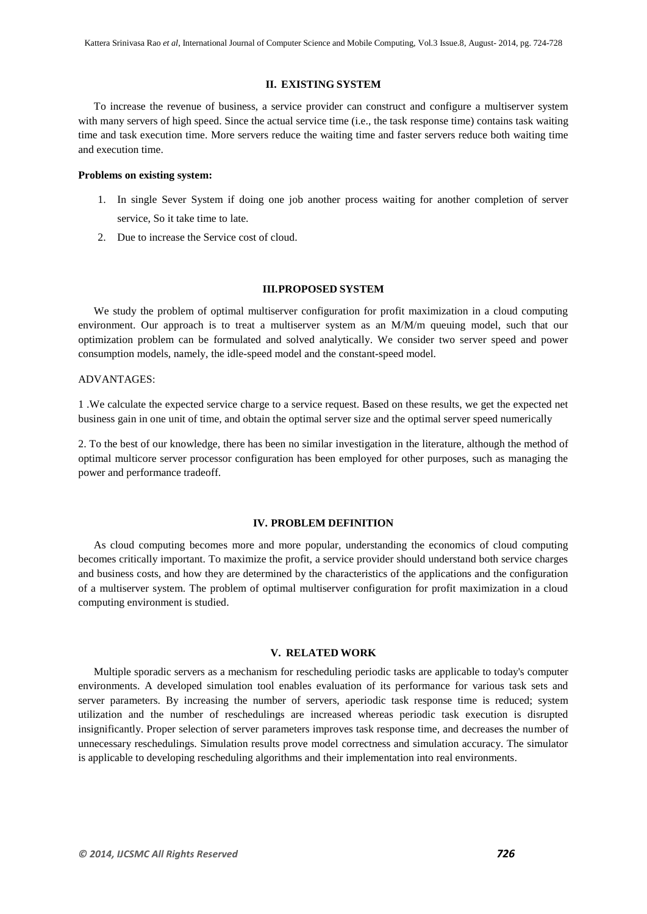## II. EXISTING SYSTEM

To increase the revenue of business, a service provider can construct and configure a multiserver system with many servers of high speed. Since the actual service time (i.e., the task response time) contains task waiting time and task execution time. More servers reduce the waiting time and faster servers reduce both waiting time and execution time.

**Problems on existing system:**

1. In single Sever System if doing one job another process waiting for another completion of server service, So it take time to late.
2. Due to increase the Service cost of cloud.

## III.PROPOSED SYSTEM

We study the problem of optimal multiserver configuration for profit maximization in a cloud computing environment. Our approach is to treat a multiserver system as an M/M/m queuing model, such that our optimization problem can be formulated and solved analytically. We consider two server speed and power consumption models, namely, the idle-speed model and the constant-speed model.

ADVANTAGES:

1 .We calculate the expected service charge to a service request. Based on these results, we get the expected net business gain in one unit of time, and obtain the optimal server size and the optimal server speed numerically

2. To the best of our knowledge, there has been no similar investigation in the literature, although the method of optimal multicore server processor configuration has been employed for other purposes, such as managing the power and performance tradeoff.

## IV. PROBLEM DEFINITION

As cloud computing becomes more and more popular, understanding the economics of cloud computing becomes critically important. To maximize the profit, a service provider should understand both service charges and business costs, and how they are determined by the characteristics of the applications and the configuration of a multiserver system. The problem of optimal multiserver configuration for profit maximization in a cloud computing environment is studied.

## V. RELATED WORK

Multiple sporadic servers as a mechanism for rescheduling periodic tasks are applicable to today's computer environments. A developed simulation tool enables evaluation of its performance for various task sets and server parameters. By increasing the number of servers, aperiodic task response time is reduced; system utilization and the number of reschedulings are increased whereas periodic task execution is disrupted insignificantly. Proper selection of server parameters improves task response time, and decreases the number of unnecessary reschedulings. Simulation results prove model correctness and simulation accuracy. The simulator is applicable to developing rescheduling algorithms and their implementation into real environments.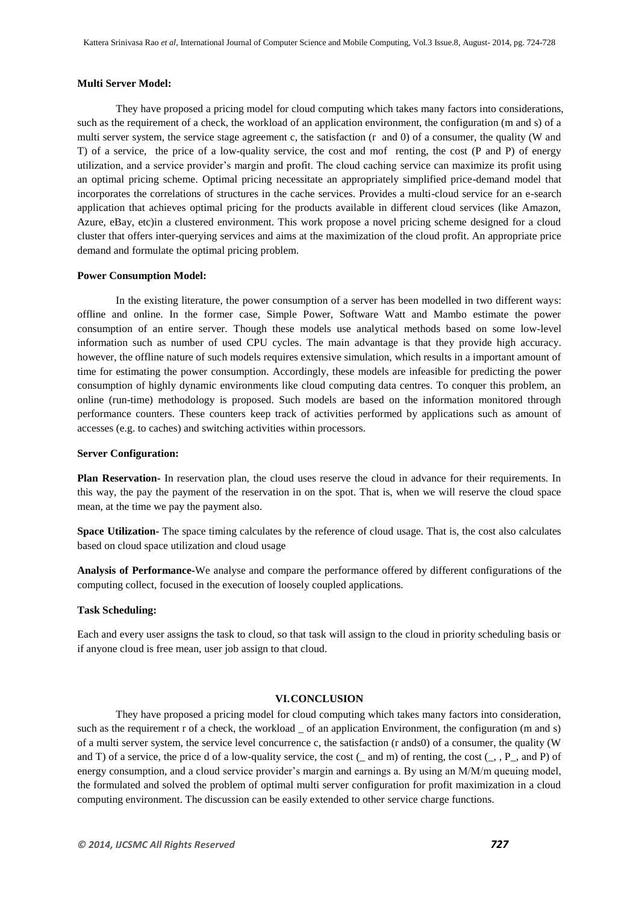**Multi Server Model:**

They have proposed a pricing model for cloud computing which takes many factors into considerations, such as the requirement of a check, the workload of an application environment, the configuration (m and s) of a multi server system, the service stage agreement c, the satisfaction (r and 0) of a consumer, the quality (W and T) of a service, the price of a low-quality service, the cost and mof renting, the cost (P and P) of energy utilization, and a service provider's margin and profit. The cloud caching service can maximize its profit using an optimal pricing scheme. Optimal pricing necessitate an appropriately simplified price-demand model that incorporates the correlations of structures in the cache services. Provides a multi-cloud service for an e-search application that achieves optimal pricing for the products available in different cloud services (like Amazon, Azure, eBay, etc)in a clustered environment. This work propose a novel pricing scheme designed for a cloud cluster that offers inter-querying services and aims at the maximization of the cloud profit. An appropriate price demand and formulate the optimal pricing problem.

**Power Consumption Model:**

In the existing literature, the power consumption of a server has been modelled in two different ways: offline and online. In the former case, Simple Power, Software Watt and Mambo estimate the power consumption of an entire server. Though these models use analytical methods based on some low-level information such as number of used CPU cycles. The main advantage is that they provide high accuracy. however, the offline nature of such models requires extensive simulation, which results in a important amount of time for estimating the power consumption. Accordingly, these models are infeasible for predicting the power consumption of highly dynamic environments like cloud computing data centres. To conquer this problem, an online (run-time) methodology is proposed. Such models are based on the information monitored through performance counters. These counters keep track of activities performed by applications such as amount of accesses (e.g. to caches) and switching activities within processors.

**Server Configuration:**

**Plan Reservation-** In reservation plan, the cloud uses reserve the cloud in advance for their requirements. In this way, the pay the payment of the reservation in on the spot. That is, when we will reserve the cloud space mean, at the time we pay the payment also.

**Space Utilization-** The space timing calculates by the reference of cloud usage. That is, the cost also calculates based on cloud space utilization and cloud usage

**Analysis of Performance-**We analyse and compare the performance offered by different configurations of the computing collect, focused in the execution of loosely coupled applications.

**Task Scheduling:**

Each and every user assigns the task to cloud, so that task will assign to the cloud in priority scheduling basis or if anyone cloud is free mean, user job assign to that cloud.

## VI. CONCLUSION

They have proposed a pricing model for cloud computing which takes many factors into consideration, such as the requirement r of a check, the workload _ of an application Environment, the configuration (m and s) of a multi server system, the service level concurrence c, the satisfaction (r ands0) of a consumer, the quality (W and T) of a service, the price d of a low-quality service, the cost (_ and m) of renting, the cost (_, , P_, and P) of energy consumption, and a cloud service provider's margin and earnings a. By using an M/M/m queuing model, the formulated and solved the problem of optimal multi server configuration for profit maximization in a cloud computing environment. The discussion can be easily extended to other service charge functions.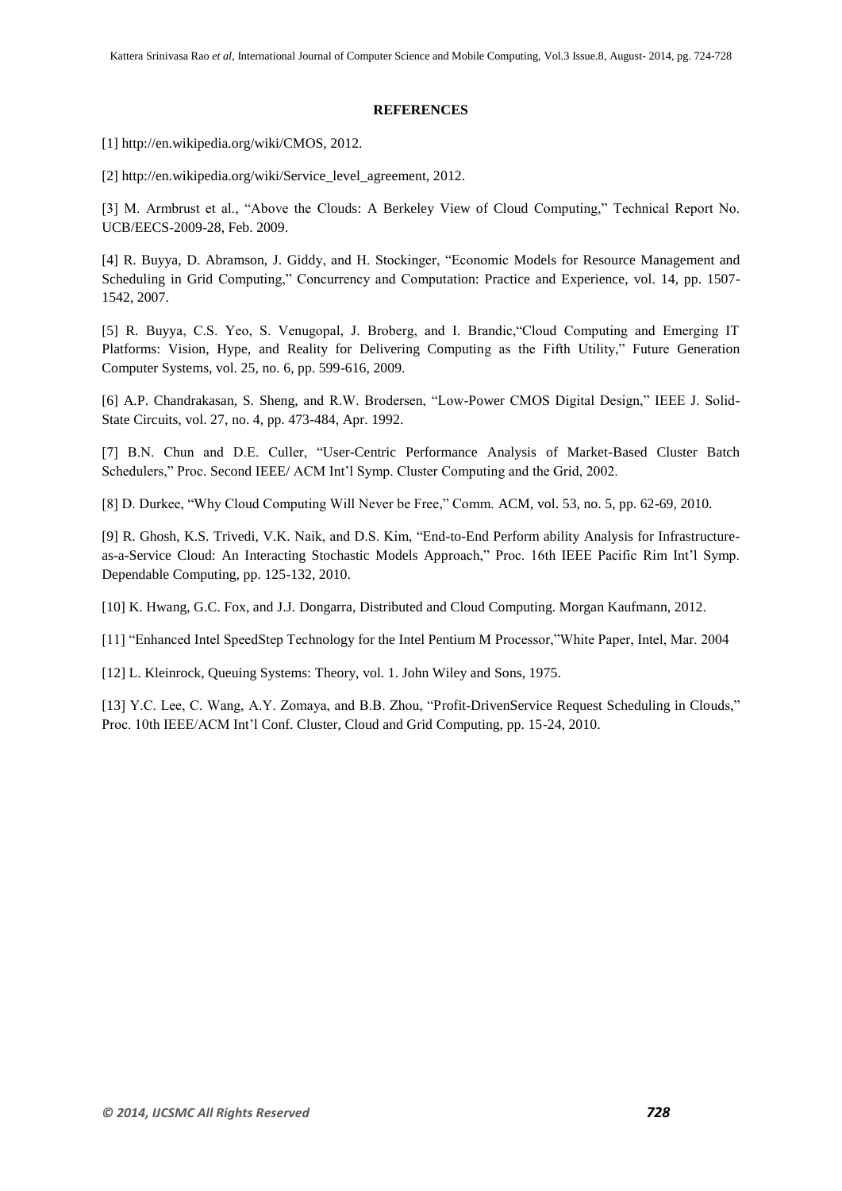**REFERENCES**

[1] http://en.wikipedia.org/wiki/CMOS, 2012.

[2] http://en.wikipedia.org/wiki/Service_level_agreement, 2012.

[3] M. Armbrust et al., "Above the Clouds: A Berkeley View of Cloud Computing," Technical Report No. UCB/EECS-2009-28, Feb. 2009.

[4] R. Buyya, D. Abramson, J. Giddy, and H. Stockinger, "Economic Models for Resource Management and Scheduling in Grid Computing," Concurrency and Computation: Practice and Experience, vol. 14, pp. 1507-1542, 2007.

[5] R. Buyya, C.S. Yeo, S. Venugopal, J. Broberg, and I. Brandic,"Cloud Computing and Emerging IT Platforms: Vision, Hype, and Reality for Delivering Computing as the Fifth Utility," Future Generation Computer Systems, vol. 25, no. 6, pp. 599-616, 2009.

[6] A.P. Chandrakasan, S. Sheng, and R.W. Brodersen, "Low-Power CMOS Digital Design," IEEE J. Solid-State Circuits, vol. 27, no. 4, pp. 473-484, Apr. 1992.

[7] B.N. Chun and D.E. Culler, "User-Centric Performance Analysis of Market-Based Cluster Batch Schedulers," Proc. Second IEEE/ ACM Int'l Symp. Cluster Computing and the Grid, 2002.

[8] D. Durkee, "Why Cloud Computing Will Never be Free," Comm. ACM, vol. 53, no. 5, pp. 62-69, 2010.

[9] R. Ghosh, K.S. Trivedi, V.K. Naik, and D.S. Kim, "End-to-End Perform ability Analysis for Infrastructure-as-a-Service Cloud: An Interacting Stochastic Models Approach," Proc. 16th IEEE Pacific Rim Int'l Symp. Dependable Computing, pp. 125-132, 2010.

[10] K. Hwang, G.C. Fox, and J.J. Dongarra, Distributed and Cloud Computing. Morgan Kaufmann, 2012.

[11] "Enhanced Intel SpeedStep Technology for the Intel Pentium M Processor,"White Paper, Intel, Mar. 2004

[12] L. Kleinrock, Queuing Systems: Theory, vol. 1. John Wiley and Sons, 1975.

[13] Y.C. Lee, C. Wang, A.Y. Zomaya, and B.B. Zhou, "Profit-DrivenService Request Scheduling in Clouds," Proc. 10th IEEE/ACM Int'l Conf. Cluster, Cloud and Grid Computing, pp. 15-24, 2010.